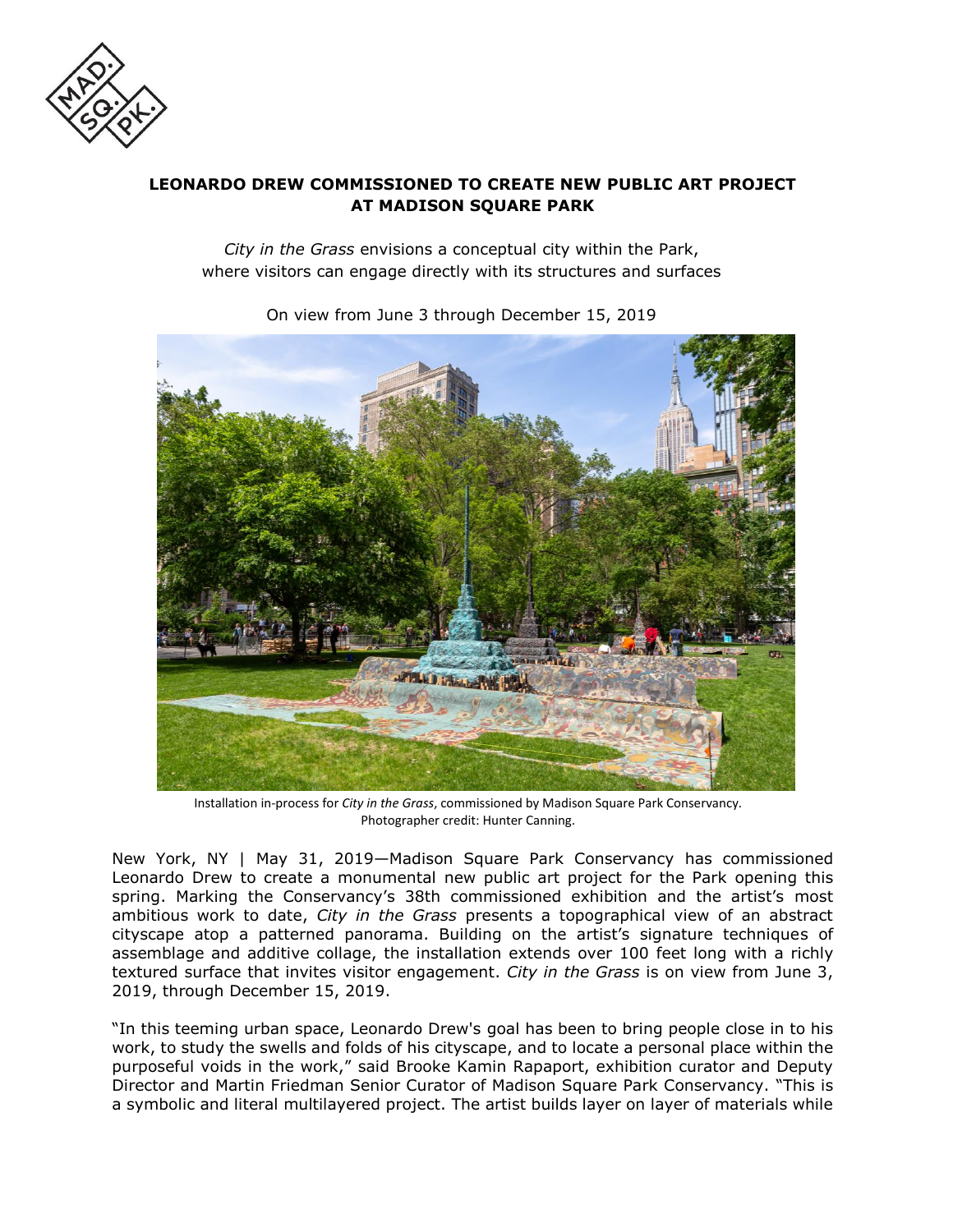# LEONARDO DREW COMMISSIONED TO CREATE NEW PUBLIC ART PROJECT AT MADISON SQUARE PARK

*City in the Grass* envisions a conceptual city within the Park, where visitors can engage directly with its structures and surfaces

On view from June 3 through December 15, 2019

Installation in-process for *City in the Grass*, commissioned by Madison Square Park Conservancy. Photographer credit: Hunter Canning.

New York, NY | May 31, 2019—Madison Square Park Conservancy has commissioned Leonardo Drew to create a monumental new public art project for the Park opening this spring. Marking the Conservancy's 38th commissioned exhibition and the artist's most ambitious work to date, *City in the Grass* presents a topographical view of an abstract cityscape atop a patterned panorama. Building on the artist's signature techniques of assemblage and additive collage, the installation extends over 100 feet long with a richly textured surface that invites visitor engagement. *City in the Grass* is on view from June 3, 2019, through December 15, 2019.

"In this teeming urban space, Leonardo Drew's goal has been to bring people close in to his work, to study the swells and folds of his cityscape, and to locate a personal place within the purposeful voids in the work," said Brooke Kamin Rapaport, exhibition curator and Deputy Director and Martin Friedman Senior Curator of Madison Square Park Conservancy. "This is a symbolic and literal multilayered project. The artist builds layer on layer of materials while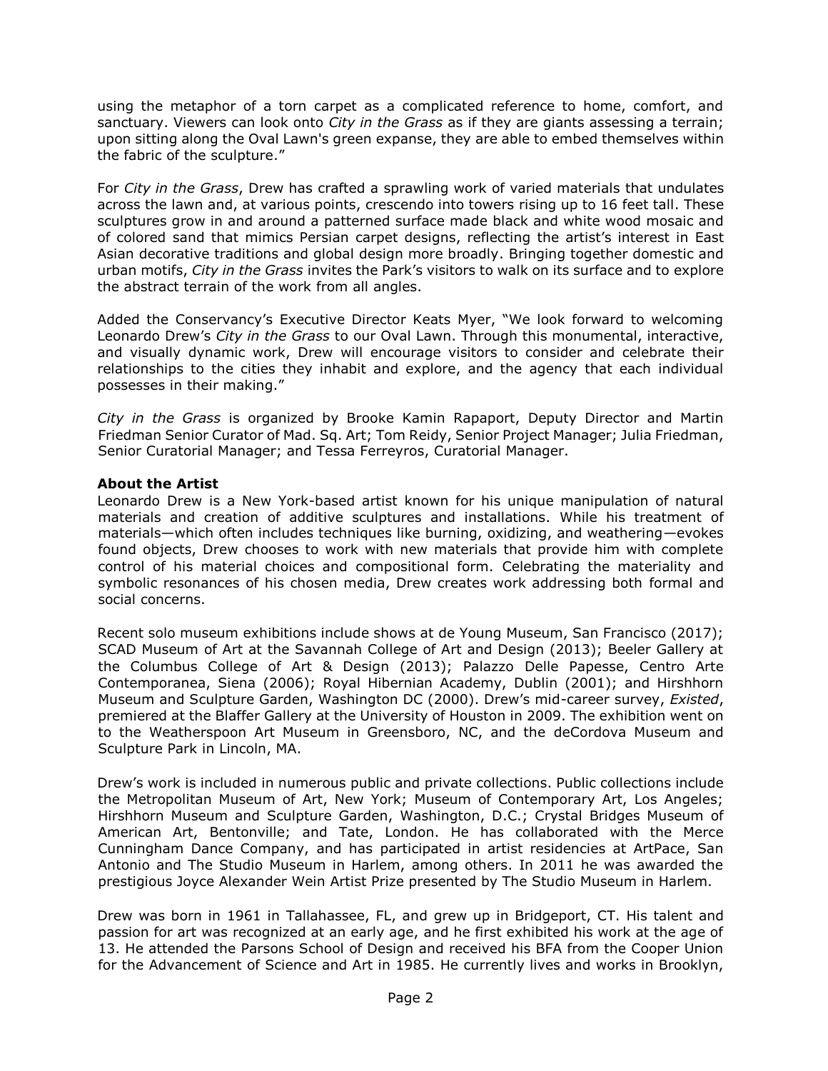using the metaphor of a torn carpet as a complicated reference to home, comfort, and sanctuary. Viewers can look onto *City in the Grass* as if they are giants assessing a terrain; upon sitting along the Oval Lawn's green expanse, they are able to embed themselves within the fabric of the sculpture."

For *City in the Grass*, Drew has crafted a sprawling work of varied materials that undulates across the lawn and, at various points, crescendo into towers rising up to 16 feet tall. These sculptures grow in and around a patterned surface made black and white wood mosaic and of colored sand that mimics Persian carpet designs, reflecting the artist's interest in East Asian decorative traditions and global design more broadly. Bringing together domestic and urban motifs, *City in the Grass* invites the Park's visitors to walk on its surface and to explore the abstract terrain of the work from all angles.

Added the Conservancy's Executive Director Keats Myer, "We look forward to welcoming Leonardo Drew's *City in the Grass* to our Oval Lawn. Through this monumental, interactive, and visually dynamic work, Drew will encourage visitors to consider and celebrate their relationships to the cities they inhabit and explore, and the agency that each individual possesses in their making."

*City in the Grass* is organized by Brooke Kamin Rapaport, Deputy Director and Martin Friedman Senior Curator of Mad. Sq. Art; Tom Reidy, Senior Project Manager; Julia Friedman, Senior Curatorial Manager; and Tessa Ferreyros, Curatorial Manager.

**About the Artist**

Leonardo Drew is a New York-based artist known for his unique manipulation of natural materials and creation of additive sculptures and installations. While his treatment of materials—which often includes techniques like burning, oxidizing, and weathering—evokes found objects, Drew chooses to work with new materials that provide him with complete control of his material choices and compositional form. Celebrating the materiality and symbolic resonances of his chosen media, Drew creates work addressing both formal and social concerns.

Recent solo museum exhibitions include shows at de Young Museum, San Francisco (2017); SCAD Museum of Art at the Savannah College of Art and Design (2013); Beeler Gallery at the Columbus College of Art & Design (2013); Palazzo Delle Papesse, Centro Arte Contemporanea, Siena (2006); Royal Hibernian Academy, Dublin (2001); and Hirshhorn Museum and Sculpture Garden, Washington DC (2000). Drew's mid-career survey, *Existed*, premiered at the Blaffer Gallery at the University of Houston in 2009. The exhibition went on to the Weatherspoon Art Museum in Greensboro, NC, and the deCordova Museum and Sculpture Park in Lincoln, MA.

Drew's work is included in numerous public and private collections. Public collections include the Metropolitan Museum of Art, New York; Museum of Contemporary Art, Los Angeles; Hirshhorn Museum and Sculpture Garden, Washington, D.C.; Crystal Bridges Museum of American Art, Bentonville; and Tate, London. He has collaborated with the Merce Cunningham Dance Company, and has participated in artist residencies at ArtPace, San Antonio and The Studio Museum in Harlem, among others. In 2011 he was awarded the prestigious Joyce Alexander Wein Artist Prize presented by The Studio Museum in Harlem.

Drew was born in 1961 in Tallahassee, FL, and grew up in Bridgeport, CT. His talent and passion for art was recognized at an early age, and he first exhibited his work at the age of 13. He attended the Parsons School of Design and received his BFA from the Cooper Union for the Advancement of Science and Art in 1985. He currently lives and works in Brooklyn,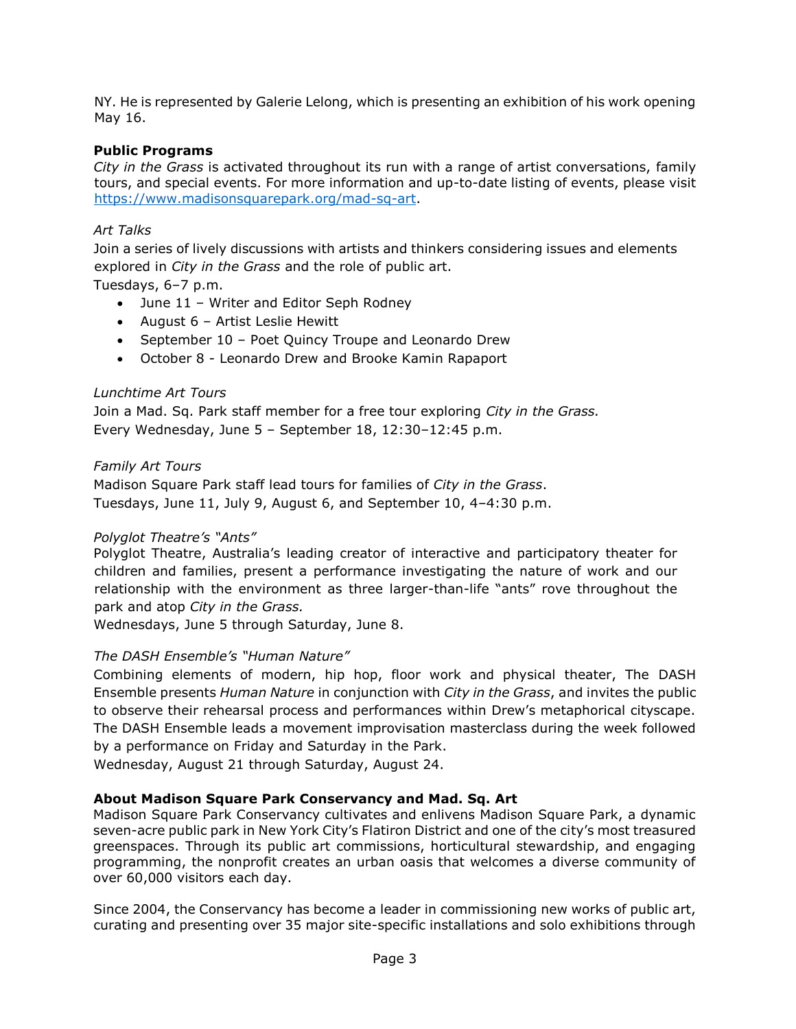NY. He is represented by Galerie Lelong, which is presenting an exhibition of his work opening May 16.

**Public Programs**

*City in the Grass* is activated throughout its run with a range of artist conversations, family tours, and special events. For more information and up-to-date listing of events, please visit https://www.madisonsquarepark.org/mad-sq-art.

*Art Talks*

Join a series of lively discussions with artists and thinkers considering issues and elements explored in *City in the Grass* and the role of public art.
Tuesdays, 6–7 p.m.

- June 11 – Writer and Editor Seph Rodney
- August 6 – Artist Leslie Hewitt
- September 10 – Poet Quincy Troupe and Leonardo Drew
- October 8 - Leonardo Drew and Brooke Kamin Rapaport

*Lunchtime Art Tours*

Join a Mad. Sq. Park staff member for a free tour exploring *City in the Grass.*
Every Wednesday, June 5 – September 18, 12:30–12:45 p.m.

*Family Art Tours*

Madison Square Park staff lead tours for families of *City in the Grass*.
Tuesdays, June 11, July 9, August 6, and September 10, 4–4:30 p.m.

*Polyglot Theatre's "Ants"*

Polyglot Theatre, Australia's leading creator of interactive and participatory theater for children and families, present a performance investigating the nature of work and our relationship with the environment as three larger-than-life "ants" rove throughout the park and atop *City in the Grass.*
Wednesdays, June 5 through Saturday, June 8.

*The DASH Ensemble's "Human Nature"*

Combining elements of modern, hip hop, floor work and physical theater, The DASH Ensemble presents *Human Nature* in conjunction with *City in the Grass*, and invites the public to observe their rehearsal process and performances within Drew's metaphorical cityscape. The DASH Ensemble leads a movement improvisation masterclass during the week followed by a performance on Friday and Saturday in the Park.
Wednesday, August 21 through Saturday, August 24.

**About Madison Square Park Conservancy and Mad. Sq. Art**

Madison Square Park Conservancy cultivates and enlivens Madison Square Park, a dynamic seven-acre public park in New York City's Flatiron District and one of the city's most treasured greenspaces. Through its public art commissions, horticultural stewardship, and engaging programming, the nonprofit creates an urban oasis that welcomes a diverse community of over 60,000 visitors each day.

Since 2004, the Conservancy has become a leader in commissioning new works of public art, curating and presenting over 35 major site-specific installations and solo exhibitions through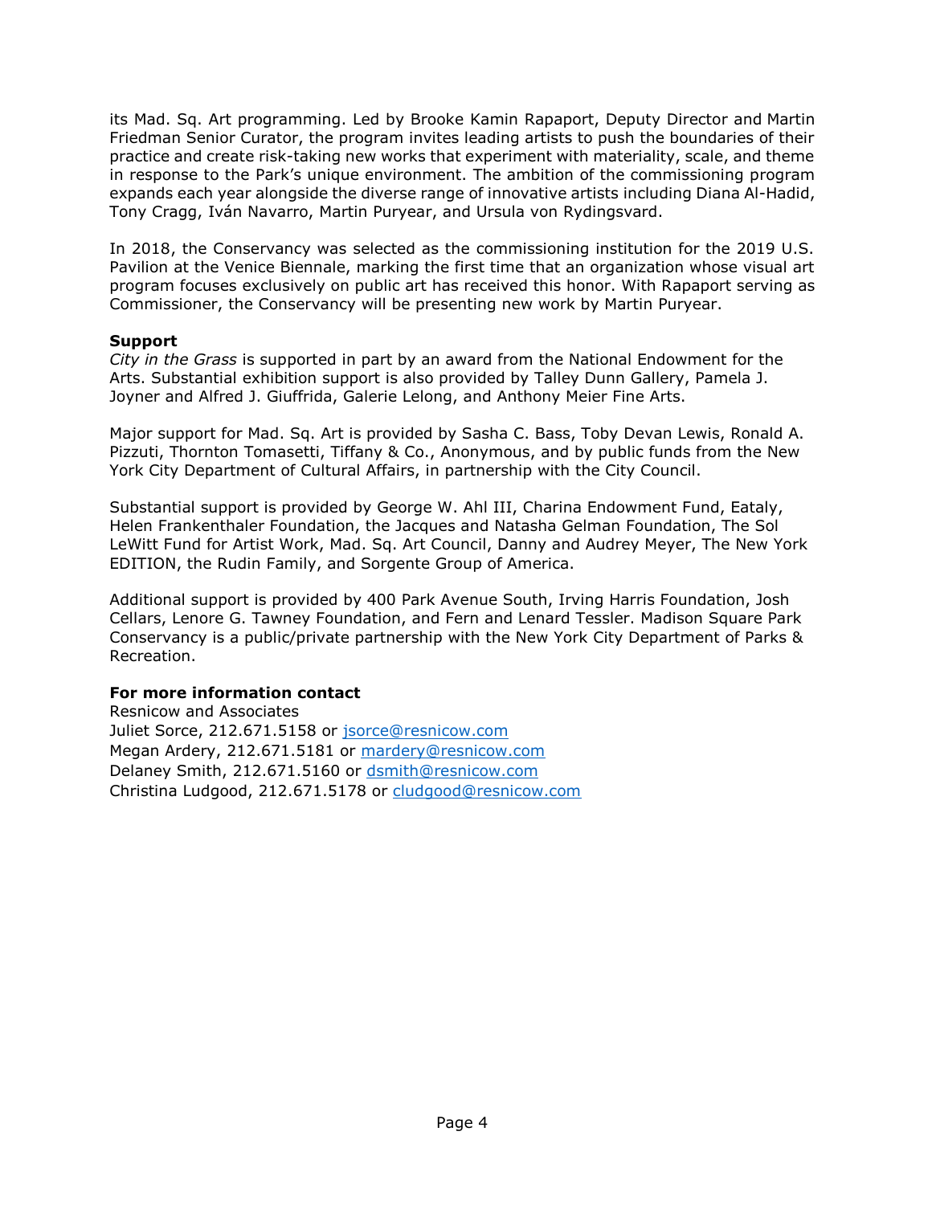its Mad. Sq. Art programming. Led by Brooke Kamin Rapaport, Deputy Director and Martin Friedman Senior Curator, the program invites leading artists to push the boundaries of their practice and create risk-taking new works that experiment with materiality, scale, and theme in response to the Park's unique environment. The ambition of the commissioning program expands each year alongside the diverse range of innovative artists including Diana Al-Hadid, Tony Cragg, Iván Navarro, Martin Puryear, and Ursula von Rydingsvard.

In 2018, the Conservancy was selected as the commissioning institution for the 2019 U.S. Pavilion at the Venice Biennale, marking the first time that an organization whose visual art program focuses exclusively on public art has received this honor. With Rapaport serving as Commissioner, the Conservancy will be presenting new work by Martin Puryear.

**Support**

*City in the Grass* is supported in part by an award from the National Endowment for the Arts. Substantial exhibition support is also provided by Talley Dunn Gallery, Pamela J. Joyner and Alfred J. Giuffrida, Galerie Lelong, and Anthony Meier Fine Arts.

Major support for Mad. Sq. Art is provided by Sasha C. Bass, Toby Devan Lewis, Ronald A. Pizzuti, Thornton Tomasetti, Tiffany & Co., Anonymous, and by public funds from the New York City Department of Cultural Affairs, in partnership with the City Council.

Substantial support is provided by George W. Ahl III, Charina Endowment Fund, Eataly, Helen Frankenthaler Foundation, the Jacques and Natasha Gelman Foundation, The Sol LeWitt Fund for Artist Work, Mad. Sq. Art Council, Danny and Audrey Meyer, The New York EDITION, the Rudin Family, and Sorgente Group of America.

Additional support is provided by 400 Park Avenue South, Irving Harris Foundation, Josh Cellars, Lenore G. Tawney Foundation, and Fern and Lenard Tessler. Madison Square Park Conservancy is a public/private partnership with the New York City Department of Parks & Recreation.

**For more information contact**

Resnicow and Associates
Juliet Sorce, 212.671.5158 or jsorce@resnicow.com
Megan Ardery, 212.671.5181 or mardery@resnicow.com
Delaney Smith, 212.671.5160 or dsmith@resnicow.com
Christina Ludgood, 212.671.5178 or cludgood@resnicow.com